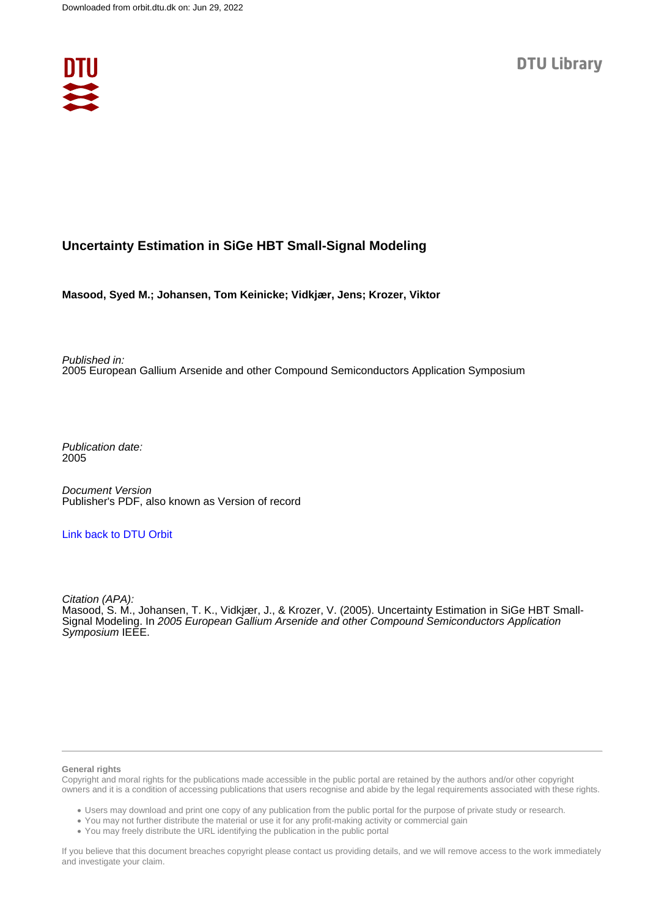Downloaded from orbit.dtu.dk on: Jun 29, 2022

DTU Library

# Uncertainty Estimation in SiGe HBT Small-Signal Modeling

**Masood, Syed M.; Johansen, Tom Keinicke; Vidkjær, Jens; Krozer, Viktor**

*Published in:*
2005 European Gallium Arsenide and other Compound Semiconductors Application Symposium

*Publication date:*
2005

*Document Version*
Publisher's PDF, also known as Version of record

Link back to DTU Orbit

*Citation (APA):*
Masood, S. M., Johansen, T. K., Vidkjær, J., & Krozer, V. (2005). Uncertainty Estimation in SiGe HBT Small-Signal Modeling. In *2005 European Gallium Arsenide and other Compound Semiconductors Application Symposium* IEEE.

**General rights**

Copyright and moral rights for the publications made accessible in the public portal are retained by the authors and/or other copyright owners and it is a condition of accessing publications that users recognise and abide by the legal requirements associated with these rights.

- Users may download and print one copy of any publication from the public portal for the purpose of private study or research.
- You may not further distribute the material or use it for any profit-making activity or commercial gain
- You may freely distribute the URL identifying the publication in the public portal

If you believe that this document breaches copyright please contact us providing details, and we will remove access to the work immediately and investigate your claim.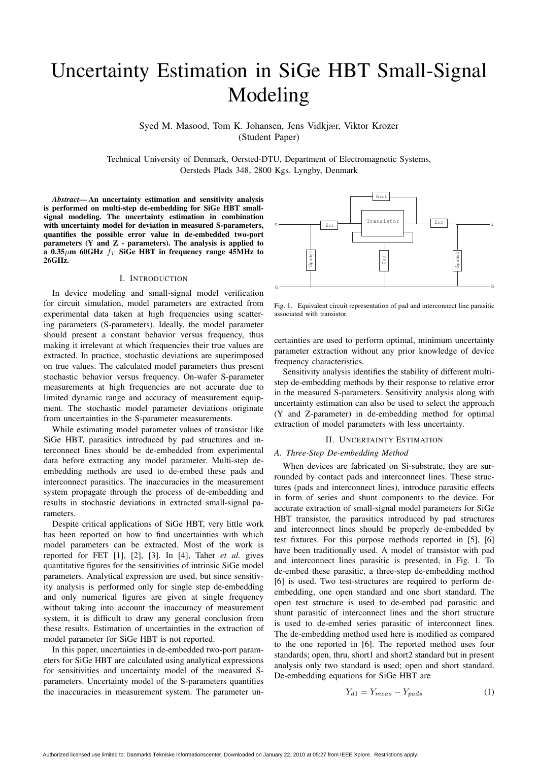# Uncertainty Estimation in SiGe HBT Small-Signal Modeling

Syed M. Masood, Tom K. Johansen, Jens Vidkjær, Viktor Krozer
(Student Paper)

Technical University of Denmark, Oersted-DTU, Department of Electromagnetic Systems,
Oersteds Plads 348, 2800 Kgs. Lyngby, Denmark

***Abstract*— An uncertainty estimation and sensitivity analysis is performed on multi-step de-embedding for SiGe HBT small-signal modeling. The uncertainty estimation in combination with uncertainty model for deviation in measured S-parameters, quantifies the possible error value in de-embedded two-port parameters (Y and Z - parameters). The analysis is applied to a 0.35$\mu$m 60GHz $f_T$ SiGe HBT in frequency range 45MHz to 26GHz.**

## I. Introduction

In device modeling and small-signal model verification for circuit simulation, model parameters are extracted from experimental data taken at high frequencies using scattering parameters (S-parameters). Ideally, the model parameter should present a constant behavior versus frequency, thus making it irrelevant at which frequencies their true values are extracted. In practice, stochastic deviations are superimposed on true values. The calculated model parameters thus present stochastic behavior versus frequency. On-wafer S-parameter measurements at high frequencies are not accurate due to limited dynamic range and accuracy of measurement equipment. The stochastic model parameter deviations originate from uncertainties in the S-parameter measurements.

While estimating model parameter values of transistor like SiGe HBT, parasitics introduced by pad structures and interconnect lines should be de-embedded from experimental data before extracting any model parameter. Multi-step de-embedding methods are used to de-embed these pads and interconnect parasitics. The inaccuracies in the measurement system propagate through the process of de-embedding and results in stochastic deviations in extracted small-signal parameters.

Despite critical applications of SiGe HBT, very little work has been reported on how to find uncertainties with which model parameters can be extracted. Most of the work is reported for FET [1], [2], [3]. In [4], Taher *et al.* gives quantitative figures for the sensitivities of intrinsic SiGe model parameters. Analytical expression are used, but since sensitivity analysis is performed only for single step de-embedding and only numerical figures are given at single frequency without taking into account the inaccuracy of measurement system, it is difficult to draw any general conclusion from these results. Estimation of uncertainties in the extraction of model parameter for SiGe HBT is not reported.

In this paper, uncertainties in de-embedded two-port parameters for SiGe HBT are calculated using analytical expressions for sensitivities and uncertainty model of the measured S-parameters. Uncertainty model of the S-parameters quantifies the inaccuracies in measurement system. The parameter uncertainties are used to perform optimal, minimum uncertainty parameter extraction without any prior knowledge of device frequency characteristics.

Sensitivity analysis identifies the stability of different multi-step de-embedding methods by their response to relative error in the measured S-parameters. Sensitivity analysis along with uncertainty estimation can also be used to select the approach (Y and Z-parameter) in de-embedding method for optimal extraction of model parameters with less uncertainty.

Fig. 1. Equivalent circuit representation of pad and interconnect line parasitic associated with transistor.

## II. Uncertainty Estimation

### A. Three-Step De-embedding Method

When devices are fabricated on Si-substrate, they are surrounded by contact pads and interconnect lines. These structures (pads and interconnect lines), introduce parasitic effects in form of series and shunt components to the device. For accurate extraction of small-signal model parameters for SiGe HBT transistor, the parasitics introduced by pad structures and interconnect lines should be properly de-embedded by test fixtures. For this purpose methods reported in [5], [6] have been traditionally used. A model of transistor with pad and interconnect lines parasitic is presented, in Fig. 1. To de-embed these parasitic, a three-step de-embedding method [6] is used. Two test-structures are required to perform de-embedding, one open standard and one short standard. The open test structure is used to de-embed pad parasitic and shunt parasitic of interconnect lines and the short structure is used to de-embed series parasitic of interconnect lines. The de-embedding method used here is modified as compared to the one reported in [6]. The reported method uses four standards; open, thru, short1 and short2 standard but in present analysis only two standard is used; open and short standard. De-embedding equations for SiGe HBT are

$$Y_{d1} = Y_{meas} - Y_{pads} \tag{1}$$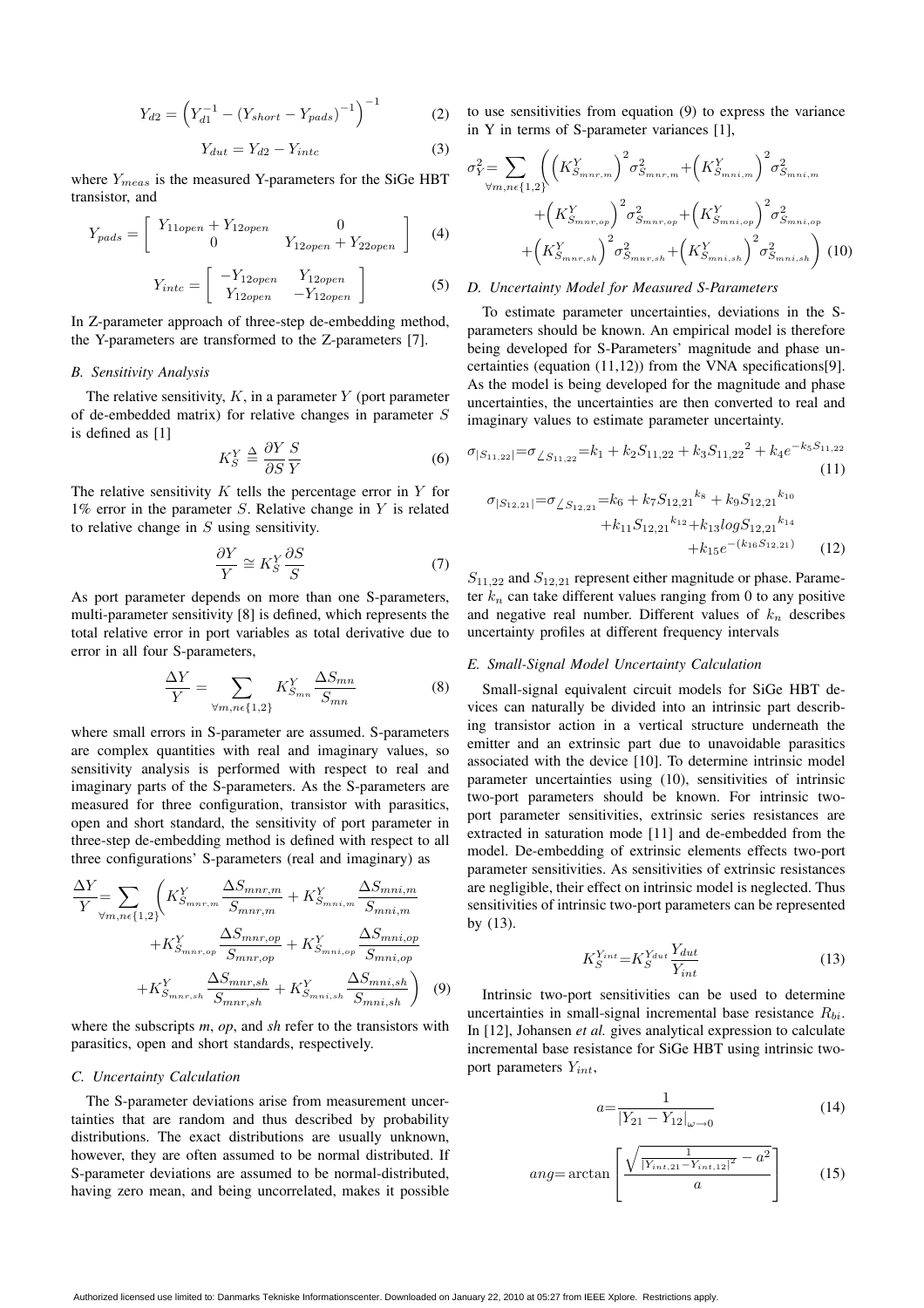$$Y_{d2} = \left(Y_{d1}^{-1} - \left(Y_{short} - Y_{pads}\right)^{-1}\right)^{-1} \tag{2}$$

$$Y_{dut} = Y_{d2} - Y_{intc} \tag{3}$$

where $Y_{meas}$ is the measured Y-parameters for the SiGe HBT transistor, and

$$Y_{pads} = \begin{bmatrix} Y_{11open} + Y_{12open} & 0 \\ 0 & Y_{12open} + Y_{22open} \end{bmatrix} \tag{4}$$

$$Y_{intc} = \begin{bmatrix} -Y_{12open} & Y_{12open} \\ Y_{12open} & -Y_{12open} \end{bmatrix} \tag{5}$$

In Z-parameter approach of three-step de-embedding method, the Y-parameters are transformed to the Z-parameters [7].

### *B. Sensitivity Analysis*

The relative sensitivity, $K$, in a parameter $Y$ (port parameter of de-embedded matrix) for relative changes in parameter $S$ is defined as [1]

$$K_S^Y \triangleq \frac{\partial Y}{\partial S}\frac{S}{Y} \tag{6}$$

The relative sensitivity $K$ tells the percentage error in $Y$ for 1% error in the parameter $S$. Relative change in $Y$ is related to relative change in $S$ using sensitivity.

$$\frac{\partial Y}{Y} \cong K_S^Y \frac{\partial S}{S} \tag{7}$$

As port parameter depends on more than one S-parameters, multi-parameter sensitivity [8] is defined, which represents the total relative error in port variables as total derivative due to error in all four S-parameters,

$$\frac{\Delta Y}{Y} = \sum_{\forall m,n\epsilon\{1,2\}} K_{S_{mn}}^Y \frac{\Delta S_{mn}}{S_{mn}} \tag{8}$$

where small errors in S-parameter are assumed. S-parameters are complex quantities with real and imaginary values, so sensitivity analysis is performed with respect to real and imaginary parts of the S-parameters. As the S-parameters are measured for three configuration, transistor with parasitics, open and short standard, the sensitivity of port parameter in three-step de-embedding method is defined with respect to all three configurations' S-parameters (real and imaginary) as

$$\begin{aligned}\frac{\Delta Y}{Y} = \sum_{\forall m,n\epsilon\{1,2\}} \Bigg( & K_{S_{mnr,m}}^Y \frac{\Delta S_{mnr,m}}{S_{mnr,m}} + K_{S_{mni,m}}^Y \frac{\Delta S_{mni,m}}{S_{mni,m}} \\ & + K_{S_{mnr,op}}^Y \frac{\Delta S_{mnr,op}}{S_{mnr,op}} + K_{S_{mni,op}}^Y \frac{\Delta S_{mni,op}}{S_{mni,op}} \\ & + K_{S_{mnr,sh}}^Y \frac{\Delta S_{mnr,sh}}{S_{mnr,sh}} + K_{S_{mni,sh}}^Y \frac{\Delta S_{mni,sh}}{S_{mni,sh}} \Bigg)\end{aligned} \tag{9}$$

where the subscripts *m*, *op*, and *sh* refer to the transistors with parasitics, open and short standards, respectively.

### *C. Uncertainty Calculation*

The S-parameter deviations arise from measurement uncertainties that are random and thus described by probability distributions. The exact distributions are usually unknown, however, they are often assumed to be normal distributed. If S-parameter deviations are assumed to be normal-distributed, having zero mean, and being uncorrelated, makes it possible to use sensitivities from equation (9) to express the variance in Y in terms of S-parameter variances [1],

$$\begin{aligned}\sigma_Y^2 = \sum_{\forall m,n\epsilon\{1,2\}} \Bigg( & \left(K_{S_{mnr,m}}^Y\right)^2 \sigma_{S_{mnr,m}}^2 + \left(K_{S_{mni,m}}^Y\right)^2 \sigma_{S_{mni,m}}^2 \\ & + \left(K_{S_{mnr,op}}^Y\right)^2 \sigma_{S_{mnr,op}}^2 + \left(K_{S_{mni,op}}^Y\right)^2 \sigma_{S_{mni,op}}^2 \\ & + \left(K_{S_{mnr,sh}}^Y\right)^2 \sigma_{S_{mnr,sh}}^2 + \left(K_{S_{mni,sh}}^Y\right)^2 \sigma_{S_{mni,sh}}^2 \Bigg)\end{aligned} \tag{10}$$

### *D. Uncertainty Model for Measured S-Parameters*

To estimate parameter uncertainties, deviations in the S-parameters should be known. An empirical model is therefore being developed for S-Parameters' magnitude and phase uncertainties (equation (11,12)) from the VNA specifications[9]. As the model is being developed for the magnitude and phase uncertainties, the uncertainties are then converted to real and imaginary values to estimate parameter uncertainty.

$$\sigma_{|S_{11,22}|} = \sigma_{\angle S_{11,22}} = k_1 + k_2 S_{11,22} + k_3 {S_{11,22}}^2 + k_4 e^{-k_5 S_{11,22}} \tag{11}$$

$$\begin{aligned}\sigma_{|S_{12,21}|} = \sigma_{\angle S_{12,21}} = & k_6 + k_7 {S_{12,21}}^{k_8} + k_9 {S_{12,21}}^{k_{10}} \\ & + k_{11} {S_{12,21}}^{k_{12}} + k_{13} log {S_{12,21}}^{k_{14}} \\ & + k_{15} e^{-(k_{16} S_{12,21})}\end{aligned} \tag{12}$$

$S_{11,22}$ and $S_{12,21}$ represent either magnitude or phase. Parameter $k_n$ can take different values ranging from 0 to any positive and negative real number. Different values of $k_n$ describes uncertainty profiles at different frequency intervals

### *E. Small-Signal Model Uncertainty Calculation*

Small-signal equivalent circuit models for SiGe HBT devices can naturally be divided into an intrinsic part describing transistor action in a vertical structure underneath the emitter and an extrinsic part due to unavoidable parasitics associated with the device [10]. To determine intrinsic model parameter uncertainties using (10), sensitivities of intrinsic two-port parameters should be known. For intrinsic two-port parameter sensitivities, extrinsic series resistances are extracted in saturation mode [11] and de-embedded from the model. De-embedding of extrinsic elements effects two-port parameter sensitivities. As sensitivities of extrinsic resistances are negligible, their effect on intrinsic model is neglected. Thus sensitivities of intrinsic two-port parameters can be represented by (13).

$$K_S^{Y_{int}} = K_S^{Y_{dut}} \frac{Y_{dut}}{Y_{int}} \tag{13}$$

Intrinsic two-port sensitivities can be used to determine uncertainties in small-signal incremental base resistance $R_{bi}$. In [12], Johansen *et al.* gives analytical expression to calculate incremental base resistance for SiGe HBT using intrinsic two-port parameters $Y_{int}$,

$$a = \frac{1}{|Y_{21} - Y_{12}|_{\omega \to 0}} \tag{14}$$

$$ang = \arctan\left[\frac{\sqrt{\frac{1}{|Y_{int,21} - Y_{int,12}|^2} - a^2}}{a}\right] \tag{15}$$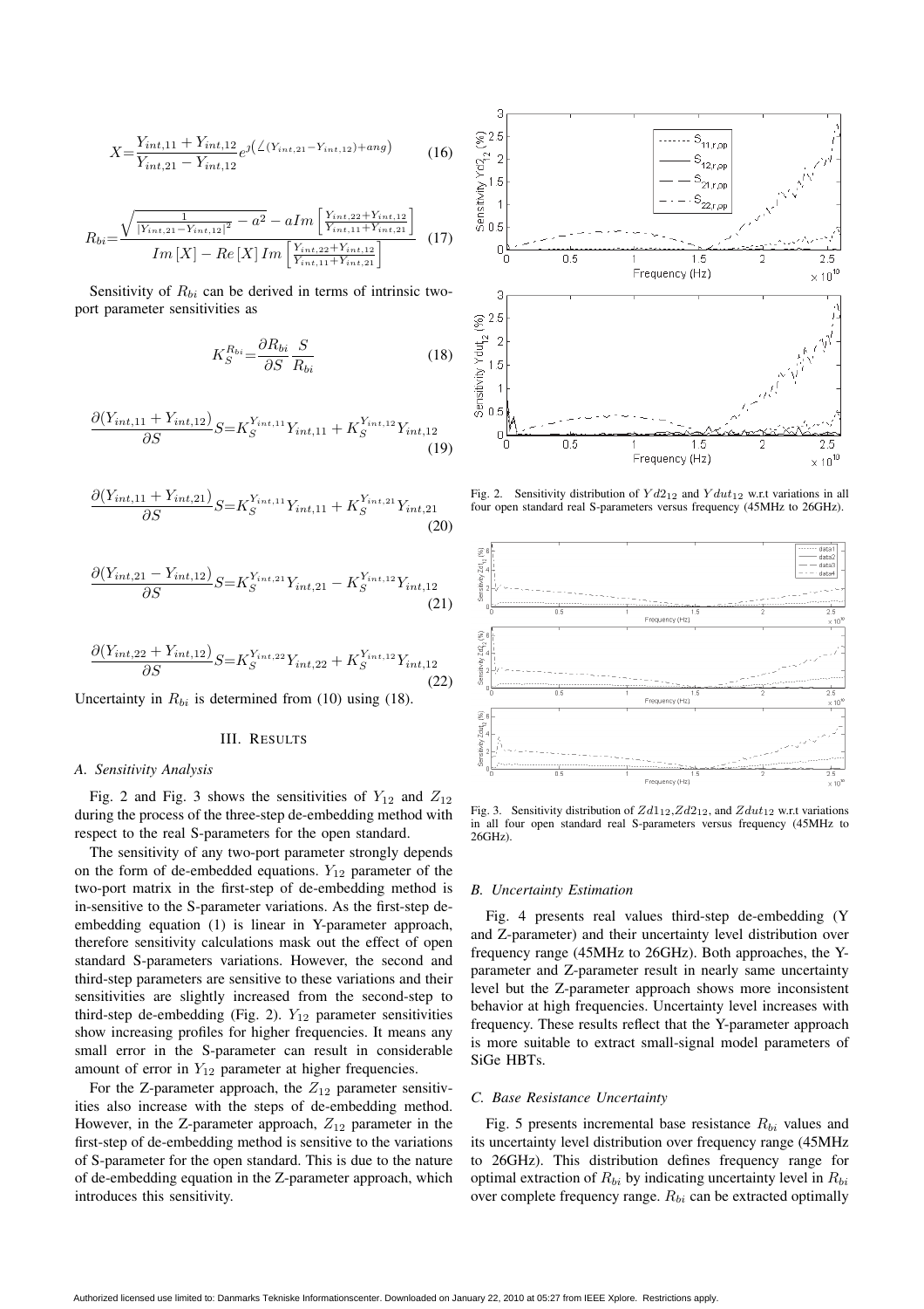$$X = \frac{Y_{int,11} + Y_{int,12}}{Y_{int,21} - Y_{int,12}} e^{\jmath\left(\angle(Y_{int,21} - Y_{int,12}) + ang\right)} \quad (16)$$

$$R_{bi} = \frac{\sqrt{\frac{1}{|Y_{int,21} - Y_{int,12}|^2} - a^2} - aIm\left[\frac{Y_{int,22} + Y_{int,12}}{Y_{int,11} + Y_{int,21}}\right]}{Im\left[X\right] - Re\left[X\right] Im\left[\frac{Y_{int,22} + Y_{int,12}}{Y_{int,11} + Y_{int,21}}\right]} \quad (17)$$

Sensitivity of $R_{bi}$ can be derived in terms of intrinsic two-port parameter sensitivities as

$$K_S^{R_{bi}} = \frac{\partial R_{bi}}{\partial S} \frac{S}{R_{bi}} \quad (18)$$

$$\frac{\partial (Y_{int,11} + Y_{int,12})}{\partial S} S = K_S^{Y_{int,11}} Y_{int,11} + K_S^{Y_{int,12}} Y_{int,12} \quad (19)$$

$$\frac{\partial (Y_{int,11} + Y_{int,21})}{\partial S} S = K_S^{Y_{int,11}} Y_{int,11} + K_S^{Y_{int,21}} Y_{int,21} \quad (20)$$

$$\frac{\partial (Y_{int,21} - Y_{int,12})}{\partial S} S = K_S^{Y_{int,21}} Y_{int,21} - K_S^{Y_{int,12}} Y_{int,12} \quad (21)$$

$$\frac{\partial (Y_{int,22} + Y_{int,12})}{\partial S} S = K_S^{Y_{int,22}} Y_{int,22} + K_S^{Y_{int,12}} Y_{int,12} \quad (22)$$

Uncertainty in $R_{bi}$ is determined from (10) using (18).

## III. Results

### A. Sensitivity Analysis

Fig. 2 and Fig. 3 shows the sensitivities of $Y_{12}$ and $Z_{12}$ during the process of the three-step de-embedding method with respect to the real S-parameters for the open standard.

The sensitivity of any two-port parameter strongly depends on the form of de-embedded equations. $Y_{12}$ parameter of the two-port matrix in the first-step of de-embedding method is in-sensitive to the S-parameter variations. As the first-step de-embedding equation (1) is linear in Y-parameter approach, therefore sensitivity calculations mask out the effect of open standard S-parameters variations. However, the second and third-step parameters are sensitive to these variations and their sensitivities are slightly increased from the second-step to third-step de-embedding (Fig. 2). $Y_{12}$ parameter sensitivities show increasing profiles for higher frequencies. It means any small error in the S-parameter can result in considerable amount of error in $Y_{12}$ parameter at higher frequencies.

For the Z-parameter approach, the $Z_{12}$ parameter sensitivities also increase with the steps of de-embedding method. However, in the Z-parameter approach, $Z_{12}$ parameter in the first-step of de-embedding method is sensitive to the variations of S-parameter for the open standard. This is due to the nature of de-embedding equation in the Z-parameter approach, which introduces this sensitivity.

Fig. 2. Sensitivity distribution of $Yd2_{12}$ and $Ydut_{12}$ w.r.t variations in all four open standard real S-parameters versus frequency (45MHz to 26GHz).

Fig. 3. Sensitivity distribution of $Zd1_{12}$, $Zd2_{12}$, and $Zdut_{12}$ w.r.t variations in all four open standard real S-parameters versus frequency (45MHz to 26GHz).

### B. Uncertainty Estimation

Fig. 4 presents real values third-step de-embedding (Y and Z-parameter) and their uncertainty level distribution over frequency range (45MHz to 26GHz). Both approaches, the Y-parameter and Z-parameter result in nearly same uncertainty level but the Z-parameter approach shows more inconsistent behavior at high frequencies. Uncertainty level increases with frequency. These results reflect that the Y-parameter approach is more suitable to extract small-signal model parameters of SiGe HBTs.

### C. Base Resistance Uncertainty

Fig. 5 presents incremental base resistance $R_{bi}$ values and its uncertainty level distribution over frequency range (45MHz to 26GHz). This distribution defines frequency range for optimal extraction of $R_{bi}$ by indicating uncertainty level in $R_{bi}$ over complete frequency range. $R_{bi}$ can be extracted optimally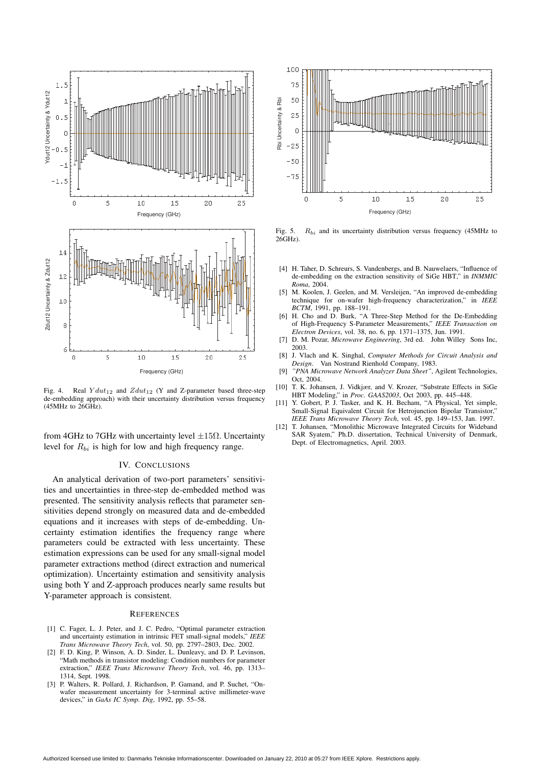Ydut12 Uncertainty & Ydut12

1.5
1
0.5
0
−0.5
−1
−1.5

0 5 10 15 20 25

Frequency (GHz)

Zdut12 Uncertainty & Zdut12

14
12
10
8
6

0 5 10 15 20 25

Frequency (GHz)

Fig. 4. Real $Ydut_{12}$ and $Zdut_{12}$ (Y and Z-parameter based three-step de-embedding approach) with their uncertainty distribution versus frequency (45MHz to 26GHz).

Rbi Uncertainty & Rbi

100
75
50
25
0
−25
−50
−75

0 5 10 15 20 25

Frequency (GHz)

Fig. 5. $R_{bi}$ and its uncertainty distribution versus frequency (45MHz to 26GHz).

from 4GHz to 7GHz with uncertainty level $\pm 15\Omega$. Uncertainty level for $R_{bi}$ is high for low and high frequency range.

## IV. Conclusions

An analytical derivation of two-port parameters' sensitivities and uncertainties in three-step de-embedded method was presented. The sensitivity analysis reflects that parameter sensitivities depend strongly on measured data and de-embedded equations and it increases with steps of de-embedding. Uncertainty estimation identifies the frequency range where parameters could be extracted with less uncertainty. These estimation expressions can be used for any small-signal model parameter extractions method (direct extraction and numerical optimization). Uncertainty estimation and sensitivity analysis using both Y and Z-approach produces nearly same results but Y-parameter approach is consistent.

## References

[1] C. Fager, L. J. Peter, and J. C. Pedro, "Optimal parameter extraction and uncertainty estimation in intrinsic FET small-signal models," *IEEE Trans Microwave Theory Tech*, vol. 50, pp. 2797–2803, Dec. 2002.

[2] F. D. King, P. Winson, A. D. Sinder, L. Dunleavy, and D. P. Levinson, "Math methods in transistor modeling: Condition numbers for parameter extraction," *IEEE Trans Microwave Theory Tech*, vol. 46, pp. 1313–1314, Sept. 1998.

[3] P. Walters, R. Pollard, J. Richardson, P. Gamand, and P. Suchet, "On-wafer measurement uncertainty for 3-terminal active millimeter-wave devices," in *GaAs IC Symp. Dig*, 1992, pp. 55–58.

[4] H. Taher, D. Schreurs, S. Vandenbergs, and B. Nauwelaers, "Influence of de-embedding on the extraction sensitivity of SiGe HBT," in *INMMIC Roma*, 2004.

[5] M. Koolen, J. Geelen, and M. Versleijen, "An improved de-embedding technique for on-wafer high-frequency characterization," in *IEEE BCTM*, 1991, pp. 188–191.

[6] H. Cho and D. Burk, "A Three-Step Method for the De-Embedding of High-Frequency S-Parameter Measurements," *IEEE Transaction on Electron Devices*, vol. 38, no. 6, pp. 1371–1375, Jun. 1991.

[7] D. M. Pozar, *Microwave Engineering*, 3rd ed. John Willey Sons Inc, 2003.

[8] J. Vlach and K. Singhal, *Computer Methods for Circuit Analysis and Design*. Van Nostrand Rienhold Company, 1983.

[9] *"PNA Microwave Network Analyzer Data Sheet"*, Agilent Technologies, Oct, 2004.

[10] T. K. Johansen, J. Vidkjær, and V. Krozer, "Substrate Effects in SiGe HBT Modeling," in *Proc. GAAS2003*, Oct 2003, pp. 445–448.

[11] Y. Gobert, P. J. Tasker, and K. H. Becham, "A Physical, Yet simple, Small-Signal Equivalent Circuit for Hetrojunction Bipolar Transistor," *IEEE Trans Microwave Theory Tech*, vol. 45, pp. 149–153, Jan. 1997.

[12] T. Johansen, "Monolithic Microwave Integrated Circuits for Wideband SAR Syatem," Ph.D. dissertation, Technical University of Denmark, Dept. of Electromagnetics, April. 2003.